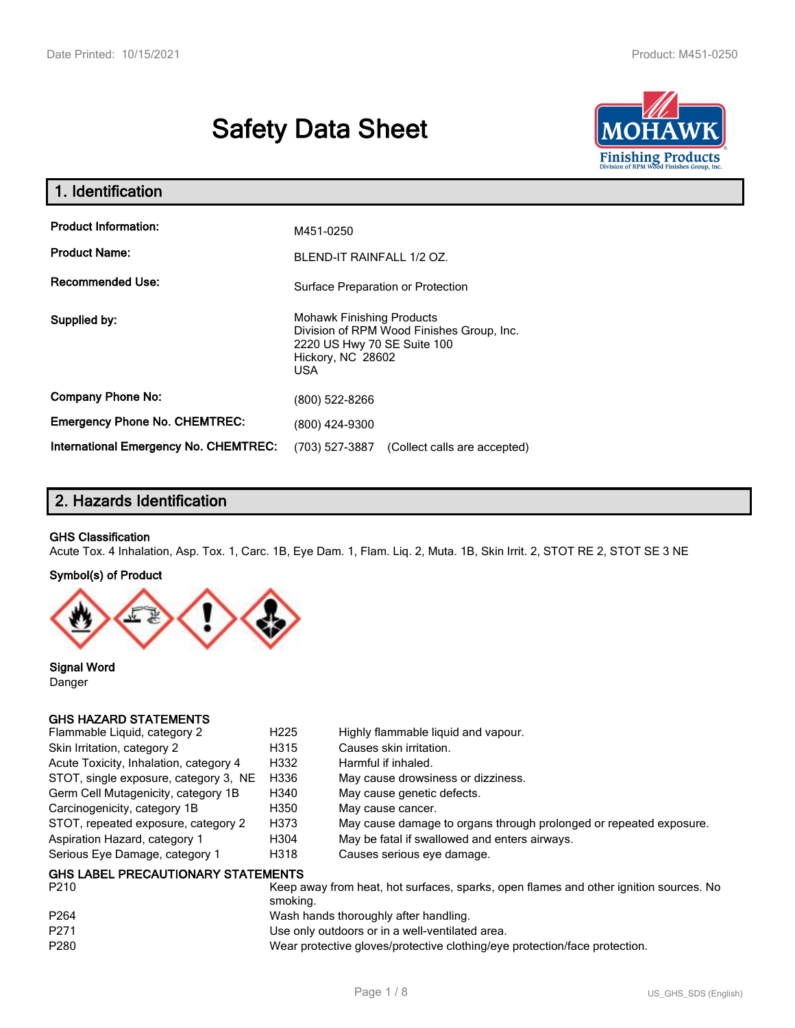# Safety Data Sheet

## 1. Identification

| | |
|---|---|
| **Product Information:** | M451-0250 |
| **Product Name:** | BLEND-IT RAINFALL 1/2 OZ. |
| **Recommended Use:** | Surface Preparation or Protection |
| **Supplied by:** | Mohawk Finishing Products<br>Division of RPM Wood Finishes Group, Inc.<br>2220 US Hwy 70 SE Suite 100<br>Hickory, NC 28602<br>USA |
| **Company Phone No:** | (800) 522-8266 |
| **Emergency Phone No. CHEMTREC:** | (800) 424-9300 |
| **International Emergency No. CHEMTREC:** | (703) 527-3887 (Collect calls are accepted) |

## 2. Hazards Identification

**GHS Classification**

Acute Tox. 4 Inhalation, Asp. Tox. 1, Carc. 1B, Eye Dam. 1, Flam. Liq. 2, Muta. 1B, Skin Irrit. 2, STOT RE 2, STOT SE 3 NE

**Symbol(s) of Product**

**Signal Word**

Danger

**GHS HAZARD STATEMENTS**

| | | |
|---|---|---|
| Flammable Liquid, category 2 | H225 | Highly flammable liquid and vapour. |
| Skin Irritation, category 2 | H315 | Causes skin irritation. |
| Acute Toxicity, Inhalation, category 4 | H332 | Harmful if inhaled. |
| STOT, single exposure, category 3, NE | H336 | May cause drowsiness or dizziness. |
| Germ Cell Mutagenicity, category 1B | H340 | May cause genetic defects. |
| Carcinogenicity, category 1B | H350 | May cause cancer. |
| STOT, repeated exposure, category 2 | H373 | May cause damage to organs through prolonged or repeated exposure. |
| Aspiration Hazard, category 1 | H304 | May be fatal if swallowed and enters airways. |
| Serious Eye Damage, category 1 | H318 | Causes serious eye damage. |

**GHS LABEL PRECAUTIONARY STATEMENTS**

| | |
|---|---|
| P210 | Keep away from heat, hot surfaces, sparks, open flames and other ignition sources. No smoking. |
| P264 | Wash hands thoroughly after handling. |
| P271 | Use only outdoors or in a well-ventilated area. |
| P280 | Wear protective gloves/protective clothing/eye protection/face protection. |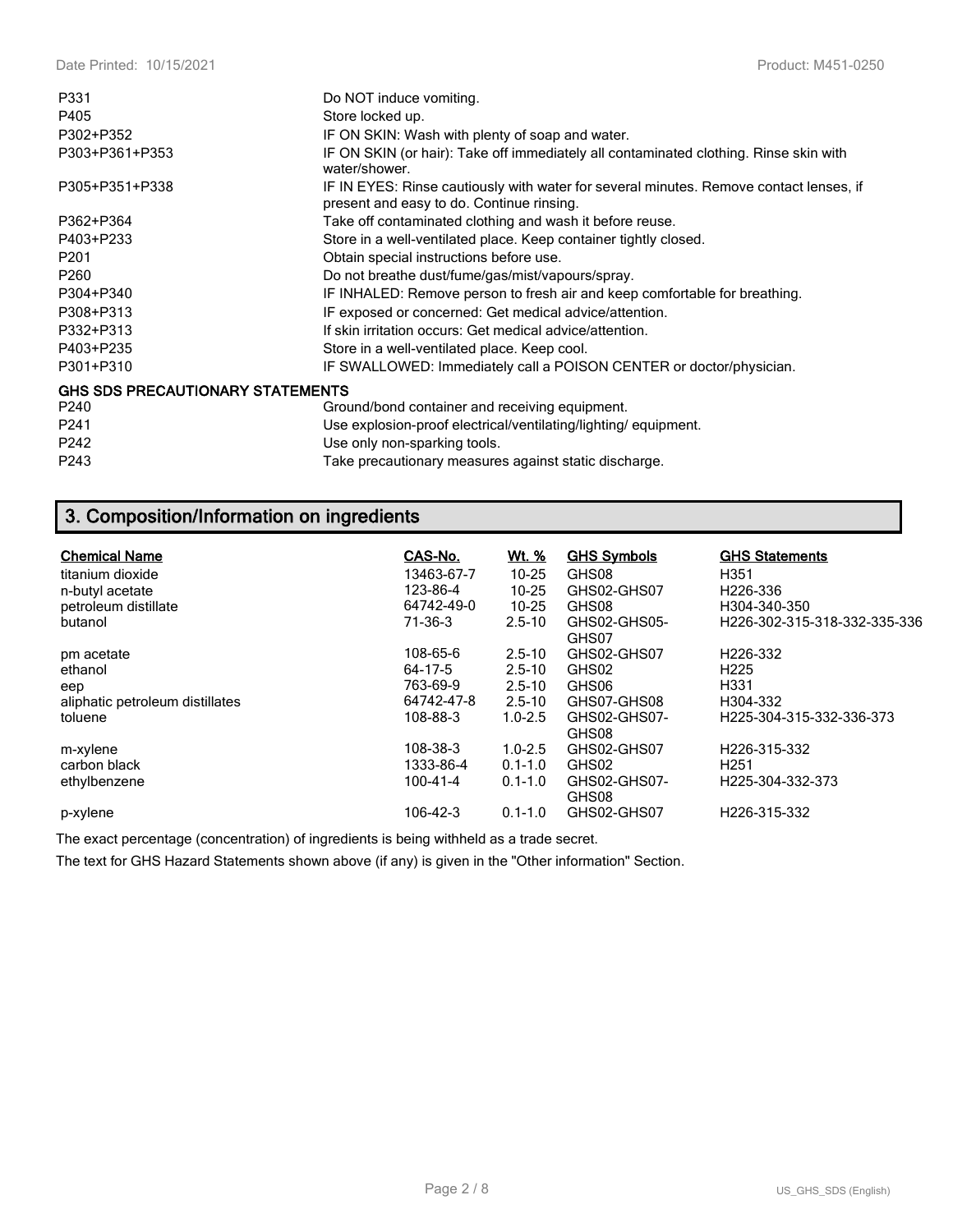| | |
|---|---|
| P331 | Do NOT induce vomiting. |
| P405 | Store locked up. |
| P302+P352 | IF ON SKIN: Wash with plenty of soap and water. |
| P303+P361+P353 | IF ON SKIN (or hair): Take off immediately all contaminated clothing. Rinse skin with water/shower. |
| P305+P351+P338 | IF IN EYES: Rinse cautiously with water for several minutes. Remove contact lenses, if present and easy to do. Continue rinsing. |
| P362+P364 | Take off contaminated clothing and wash it before reuse. |
| P403+P233 | Store in a well-ventilated place. Keep container tightly closed. |
| P201 | Obtain special instructions before use. |
| P260 | Do not breathe dust/fume/gas/mist/vapours/spray. |
| P304+P340 | IF INHALED: Remove person to fresh air and keep comfortable for breathing. |
| P308+P313 | IF exposed or concerned: Get medical advice/attention. |
| P332+P313 | If skin irritation occurs: Get medical advice/attention. |
| P403+P235 | Store in a well-ventilated place. Keep cool. |
| P301+P310 | IF SWALLOWED: Immediately call a POISON CENTER or doctor/physician. |

**GHS SDS PRECAUTIONARY STATEMENTS**

| | |
|---|---|
| P240 | Ground/bond container and receiving equipment. |
| P241 | Use explosion-proof electrical/ventilating/lighting/ equipment. |
| P242 | Use only non-sparking tools. |
| P243 | Take precautionary measures against static discharge. |

## 3. Composition/Information on ingredients

| Chemical Name | CAS-No. | Wt. % | GHS Symbols | GHS Statements |
|---|---|---|---|---|
| titanium dioxide | 13463-67-7 | 10-25 | GHS08 | H351 |
| n-butyl acetate | 123-86-4 | 10-25 | GHS02-GHS07 | H226-336 |
| petroleum distillate | 64742-49-0 | 10-25 | GHS08 | H304-340-350 |
| butanol | 71-36-3 | 2.5-10 | GHS02-GHS05-GHS07 | H226-302-315-318-332-335-336 |
| pm acetate | 108-65-6 | 2.5-10 | GHS02-GHS07 | H226-332 |
| ethanol | 64-17-5 | 2.5-10 | GHS02 | H225 |
| eep | 763-69-9 | 2.5-10 | GHS06 | H331 |
| aliphatic petroleum distillates | 64742-47-8 | 2.5-10 | GHS07-GHS08 | H304-332 |
| toluene | 108-88-3 | 1.0-2.5 | GHS02-GHS07-GHS08 | H225-304-315-332-336-373 |
| m-xylene | 108-38-3 | 1.0-2.5 | GHS02-GHS07 | H226-315-332 |
| carbon black | 1333-86-4 | 0.1-1.0 | GHS02 | H251 |
| ethylbenzene | 100-41-4 | 0.1-1.0 | GHS02-GHS07-GHS08 | H225-304-332-373 |
| p-xylene | 106-42-3 | 0.1-1.0 | GHS02-GHS07 | H226-315-332 |

The exact percentage (concentration) of ingredients is being withheld as a trade secret.

The text for GHS Hazard Statements shown above (if any) is given in the "Other information" Section.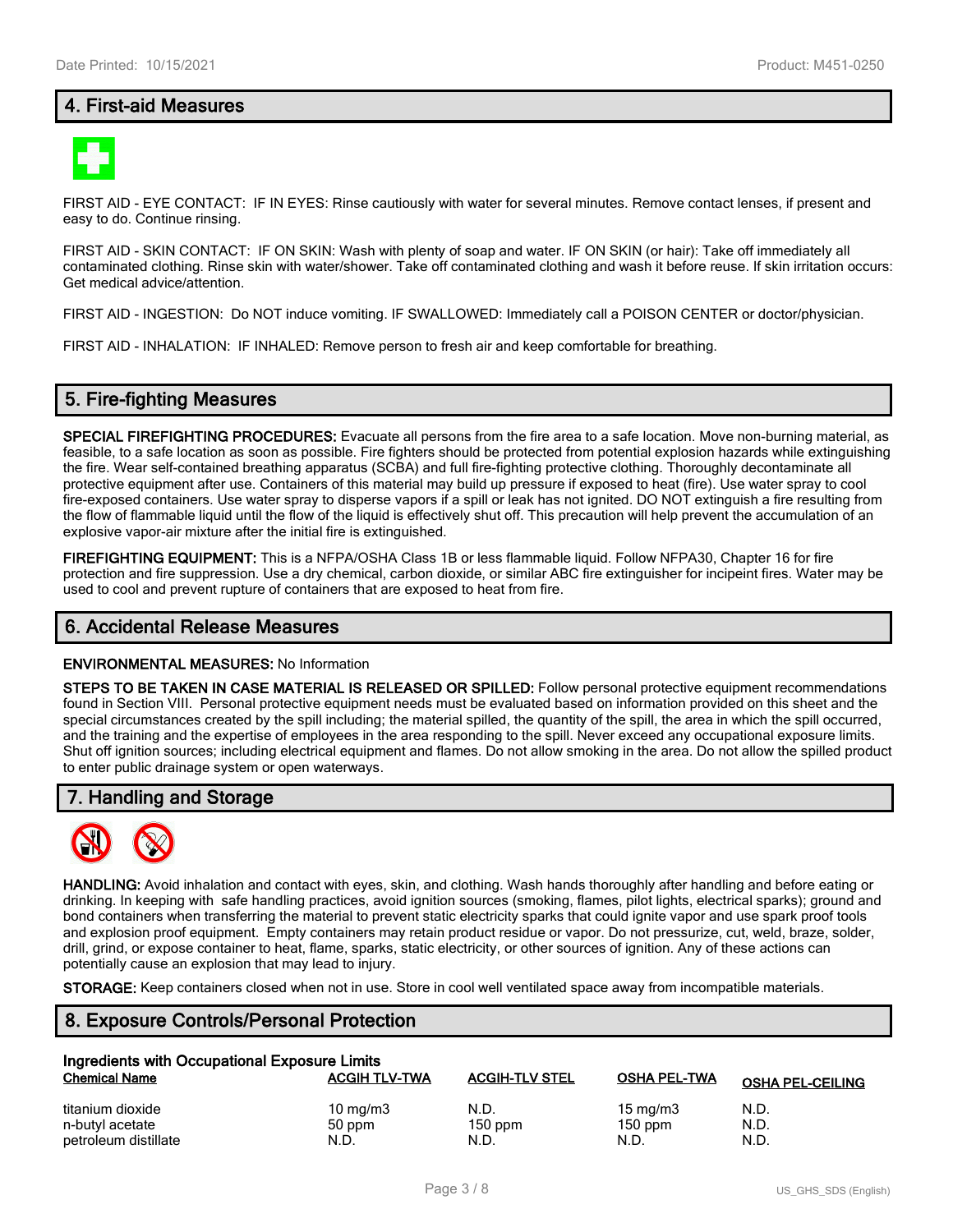## 4. First-aid Measures

FIRST AID - EYE CONTACT: IF IN EYES: Rinse cautiously with water for several minutes. Remove contact lenses, if present and easy to do. Continue rinsing.

FIRST AID - SKIN CONTACT: IF ON SKIN: Wash with plenty of soap and water. IF ON SKIN (or hair): Take off immediately all contaminated clothing. Rinse skin with water/shower. Take off contaminated clothing and wash it before reuse. If skin irritation occurs: Get medical advice/attention.

FIRST AID - INGESTION: Do NOT induce vomiting. IF SWALLOWED: Immediately call a POISON CENTER or doctor/physician.

FIRST AID - INHALATION: IF INHALED: Remove person to fresh air and keep comfortable for breathing.

## 5. Fire-fighting Measures

**SPECIAL FIREFIGHTING PROCEDURES:** Evacuate all persons from the fire area to a safe location. Move non-burning material, as feasible, to a safe location as soon as possible. Fire fighters should be protected from potential explosion hazards while extinguishing the fire. Wear self-contained breathing apparatus (SCBA) and full fire-fighting protective clothing. Thoroughly decontaminate all protective equipment after use. Containers of this material may build up pressure if exposed to heat (fire). Use water spray to cool fire-exposed containers. Use water spray to disperse vapors if a spill or leak has not ignited. DO NOT extinguish a fire resulting from the flow of flammable liquid until the flow of the liquid is effectively shut off. This precaution will help prevent the accumulation of an explosive vapor-air mixture after the initial fire is extinguished.

**FIREFIGHTING EQUIPMENT:** This is a NFPA/OSHA Class 1B or less flammable liquid. Follow NFPA30, Chapter 16 for fire protection and fire suppression. Use a dry chemical, carbon dioxide, or similar ABC fire extinguisher for incipeint fires. Water may be used to cool and prevent rupture of containers that are exposed to heat from fire.

## 6. Accidental Release Measures

**ENVIRONMENTAL MEASURES:** No Information

**STEPS TO BE TAKEN IN CASE MATERIAL IS RELEASED OR SPILLED:** Follow personal protective equipment recommendations found in Section VIII. Personal protective equipment needs must be evaluated based on information provided on this sheet and the special circumstances created by the spill including; the material spilled, the quantity of the spill, the area in which the spill occurred, and the training and the expertise of employees in the area responding to the spill. Never exceed any occupational exposure limits. Shut off ignition sources; including electrical equipment and flames. Do not allow smoking in the area. Do not allow the spilled product to enter public drainage system or open waterways.

## 7. Handling and Storage

**HANDLING:** Avoid inhalation and contact with eyes, skin, and clothing. Wash hands thoroughly after handling and before eating or drinking. In keeping with safe handling practices, avoid ignition sources (smoking, flames, pilot lights, electrical sparks); ground and bond containers when transferring the material to prevent static electricity sparks that could ignite vapor and use spark proof tools and explosion proof equipment. Empty containers may retain product residue or vapor. Do not pressurize, cut, weld, braze, solder, drill, grind, or expose container to heat, flame, sparks, static electricity, or other sources of ignition. Any of these actions can potentially cause an explosion that may lead to injury.

**STORAGE:** Keep containers closed when not in use. Store in cool well ventilated space away from incompatible materials.

## 8. Exposure Controls/Personal Protection

**Ingredients with Occupational Exposure Limits**

| Chemical Name | ACGIH TLV-TWA | ACGIH-TLV STEL | OSHA PEL-TWA | OSHA PEL-CEILING |
|---|---|---|---|---|
| titanium dioxide | 10 mg/m3 | N.D. | 15 mg/m3 | N.D. |
| n-butyl acetate | 50 ppm | 150 ppm | 150 ppm | N.D. |
| petroleum distillate | N.D. | N.D. | N.D. | N.D. |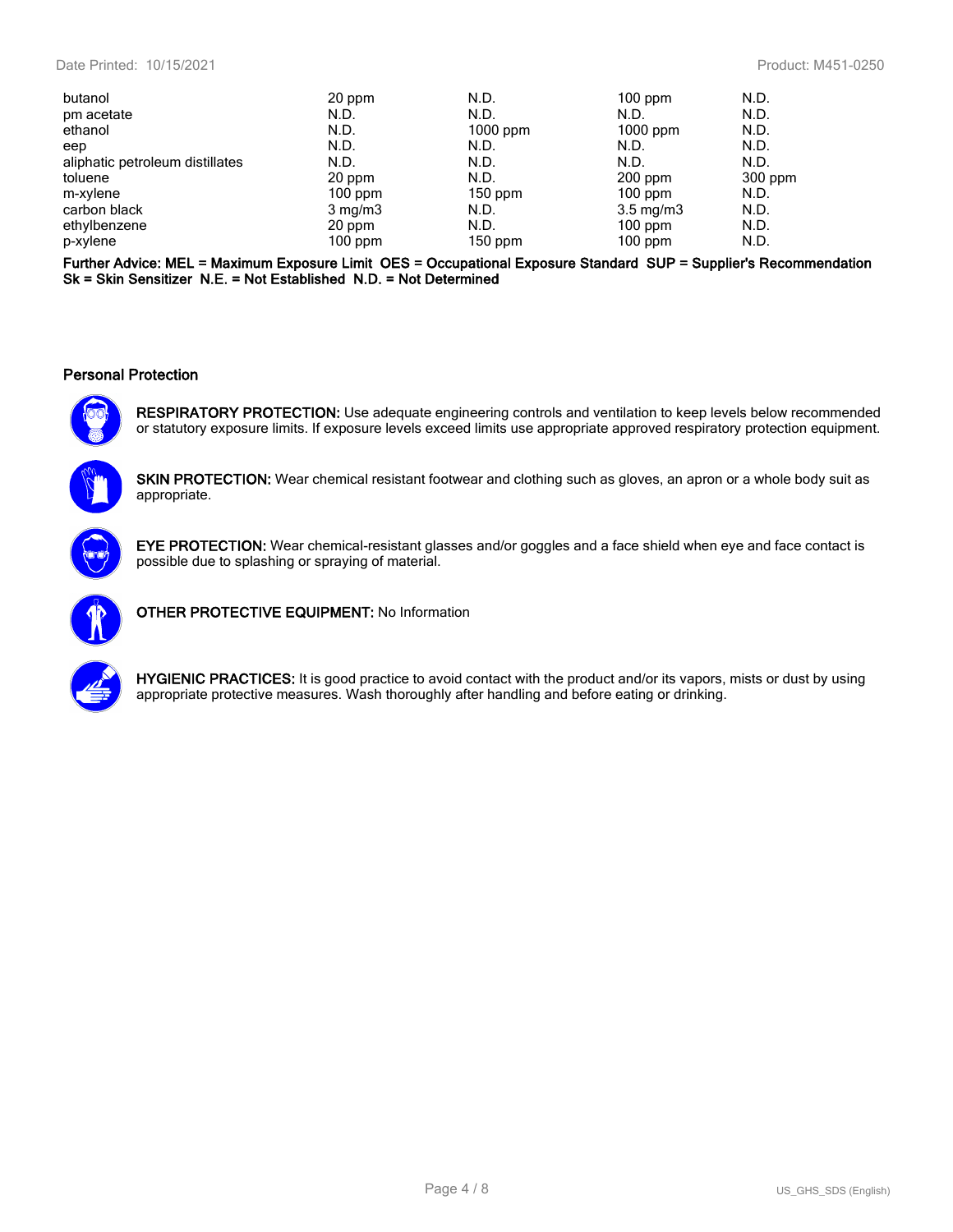| | | | | |
|---|---|---|---|---|
| butanol | 20 ppm | N.D. | 100 ppm | N.D. |
| pm acetate | N.D. | N.D. | N.D. | N.D. |
| ethanol | N.D. | 1000 ppm | 1000 ppm | N.D. |
| eep | N.D. | N.D. | N.D. | N.D. |
| aliphatic petroleum distillates | N.D. | N.D. | N.D. | N.D. |
| toluene | 20 ppm | N.D. | 200 ppm | 300 ppm |
| m-xylene | 100 ppm | 150 ppm | 100 ppm | N.D. |
| carbon black | 3 mg/m3 | N.D. | 3.5 mg/m3 | N.D. |
| ethylbenzene | 20 ppm | N.D. | 100 ppm | N.D. |
| p-xylene | 100 ppm | 150 ppm | 100 ppm | N.D. |

**Further Advice: MEL = Maximum Exposure Limit OES = Occupational Exposure Standard SUP = Supplier's Recommendation Sk = Skin Sensitizer N.E. = Not Established N.D. = Not Determined**

### Personal Protection

**RESPIRATORY PROTECTION:** Use adequate engineering controls and ventilation to keep levels below recommended or statutory exposure limits. If exposure levels exceed limits use appropriate approved respiratory protection equipment.

**SKIN PROTECTION:** Wear chemical resistant footwear and clothing such as gloves, an apron or a whole body suit as appropriate.

**EYE PROTECTION:** Wear chemical-resistant glasses and/or goggles and a face shield when eye and face contact is possible due to splashing or spraying of material.

**OTHER PROTECTIVE EQUIPMENT:** No Information

**HYGIENIC PRACTICES:** It is good practice to avoid contact with the product and/or its vapors, mists or dust by using appropriate protective measures. Wash thoroughly after handling and before eating or drinking.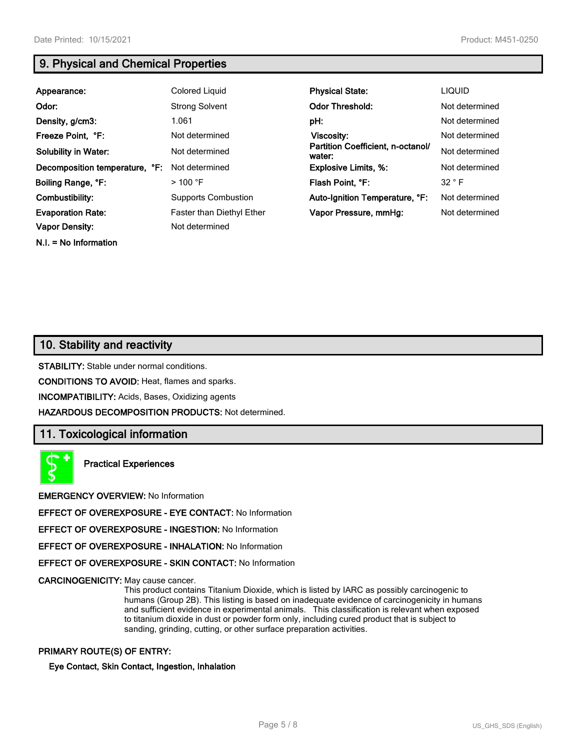## 9. Physical and Chemical Properties

| | | | |
|---|---|---|---|
| **Appearance:** | Colored Liquid | **Physical State:** | LIQUID |
| **Odor:** | Strong Solvent | **Odor Threshold:** | Not determined |
| **Density, g/cm3:** | 1.061 | **pH:** | Not determined |
| **Freeze Point, °F:** | Not determined | **Viscosity:** | Not determined |
| **Solubility in Water:** | Not determined | **Partition Coefficient, n-octanol/ water:** | Not determined |
| **Decomposition temperature, °F:** | Not determined | **Explosive Limits, %:** | Not determined |
| **Boiling Range, °F:** | > 100 °F | **Flash Point, °F:** | 32 ° F |
| **Combustibility:** | Supports Combustion | **Auto-Ignition Temperature, °F:** | Not determined |
| **Evaporation Rate:** | Faster than Diethyl Ether | **Vapor Pressure, mmHg:** | Not determined |
| **Vapor Density:** | Not determined | | |

**N.I. = No Information**

## 10. Stability and reactivity

**STABILITY:** Stable under normal conditions.

**CONDITIONS TO AVOID:** Heat, flames and sparks.

**INCOMPATIBILITY:** Acids, Bases, Oxidizing agents

**HAZARDOUS DECOMPOSITION PRODUCTS:** Not determined.

## 11. Toxicological information

**Practical Experiences**

**EMERGENCY OVERVIEW:** No Information

**EFFECT OF OVEREXPOSURE - EYE CONTACT:** No Information

**EFFECT OF OVEREXPOSURE - INGESTION:** No Information

**EFFECT OF OVEREXPOSURE - INHALATION:** No Information

**EFFECT OF OVEREXPOSURE - SKIN CONTACT:** No Information

**CARCINOGENICITY:** May cause cancer.

This product contains Titanium Dioxide, which is listed by IARC as possibly carcinogenic to humans (Group 2B). This listing is based on inadequate evidence of carcinogenicity in humans and sufficient evidence in experimental animals. This classification is relevant when exposed to titanium dioxide in dust or powder form only, including cured product that is subject to sanding, grinding, cutting, or other surface preparation activities.

**PRIMARY ROUTE(S) OF ENTRY:**

**Eye Contact, Skin Contact, Ingestion, Inhalation**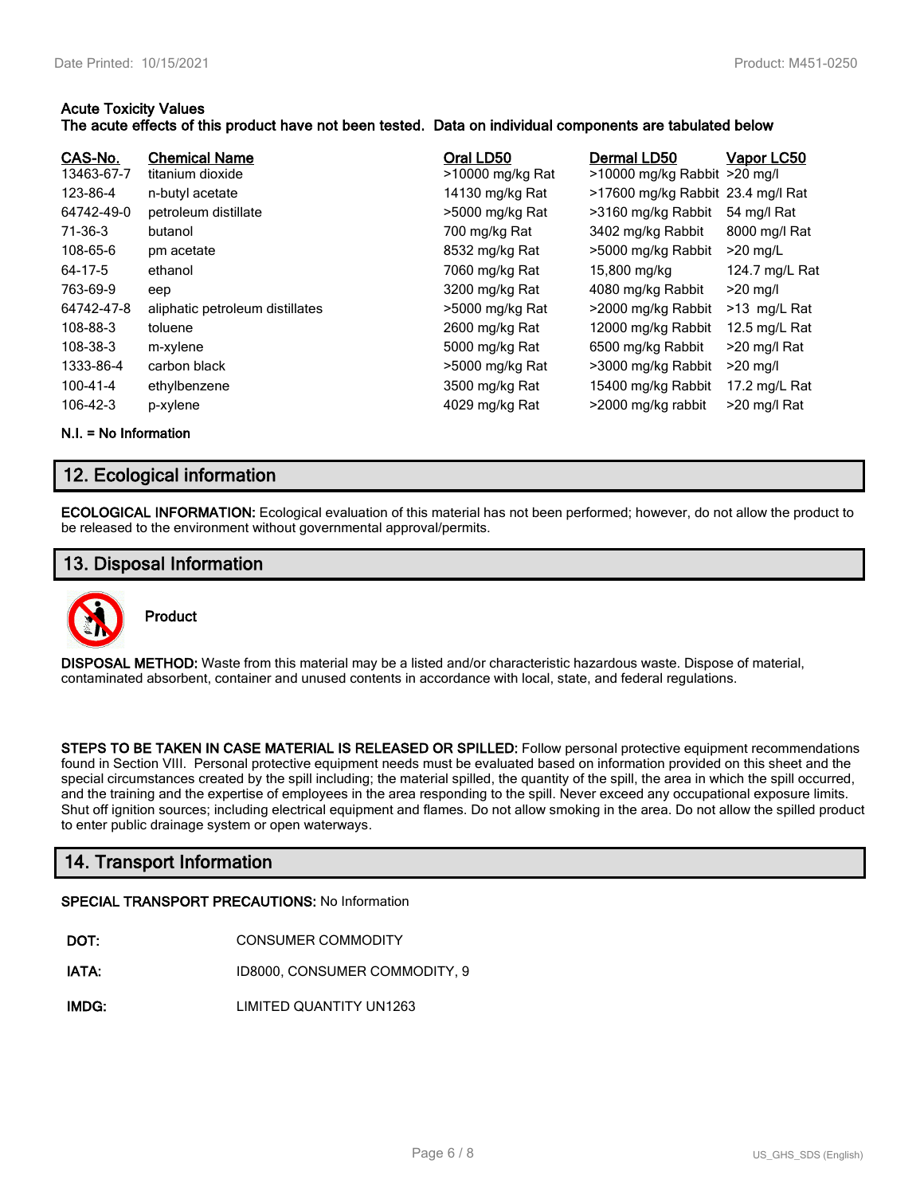**Acute Toxicity Values**
**The acute effects of this product have not been tested. Data on individual components are tabulated below**

| CAS-No. | Chemical Name | Oral LD50 | Dermal LD50 | Vapor LC50 |
|---|---|---|---|---|
| 13463-67-7 | titanium dioxide | >10000 mg/kg Rat | >10000 mg/kg Rabbit | >20 mg/l |
| 123-86-4 | n-butyl acetate | 14130 mg/kg Rat | >17600 mg/kg Rabbit | 23.4 mg/l Rat |
| 64742-49-0 | petroleum distillate | >5000 mg/kg Rat | >3160 mg/kg Rabbit | 54 mg/l Rat |
| 71-36-3 | butanol | 700 mg/kg Rat | 3402 mg/kg Rabbit | 8000 mg/l Rat |
| 108-65-6 | pm acetate | 8532 mg/kg Rat | >5000 mg/kg Rabbit | >20 mg/L |
| 64-17-5 | ethanol | 7060 mg/kg Rat | 15,800 mg/kg | 124.7 mg/L Rat |
| 763-69-9 | eep | 3200 mg/kg Rat | 4080 mg/kg Rabbit | >20 mg/l |
| 64742-47-8 | aliphatic petroleum distillates | >5000 mg/kg Rat | >2000 mg/kg Rabbit | >13 mg/L Rat |
| 108-88-3 | toluene | 2600 mg/kg Rat | 12000 mg/kg Rabbit | 12.5 mg/L Rat |
| 108-38-3 | m-xylene | 5000 mg/kg Rat | 6500 mg/kg Rabbit | >20 mg/l Rat |
| 1333-86-4 | carbon black | >5000 mg/kg Rat | >3000 mg/kg Rabbit | >20 mg/l |
| 100-41-4 | ethylbenzene | 3500 mg/kg Rat | 15400 mg/kg Rabbit | 17.2 mg/L Rat |
| 106-42-3 | p-xylene | 4029 mg/kg Rat | >2000 mg/kg rabbit | >20 mg/l Rat |

**N.I. = No Information**

## 12. Ecological information

**ECOLOGICAL INFORMATION:** Ecological evaluation of this material has not been performed; however, do not allow the product to be released to the environment without governmental approval/permits.

## 13. Disposal Information

**Product**

**DISPOSAL METHOD:** Waste from this material may be a listed and/or characteristic hazardous waste. Dispose of material, contaminated absorbent, container and unused contents in accordance with local, state, and federal regulations.

**STEPS TO BE TAKEN IN CASE MATERIAL IS RELEASED OR SPILLED:** Follow personal protective equipment recommendations found in Section VIII. Personal protective equipment needs must be evaluated based on information provided on this sheet and the special circumstances created by the spill including; the material spilled, the quantity of the spill, the area in which the spill occurred, and the training and the expertise of employees in the area responding to the spill. Never exceed any occupational exposure limits. Shut off ignition sources; including electrical equipment and flames. Do not allow smoking in the area. Do not allow the spilled product to enter public drainage system or open waterways.

## 14. Transport Information

**SPECIAL TRANSPORT PRECAUTIONS:** No Information

**DOT:** CONSUMER COMMODITY

**IATA:** ID8000, CONSUMER COMMODITY, 9

**IMDG:** LIMITED QUANTITY UN1263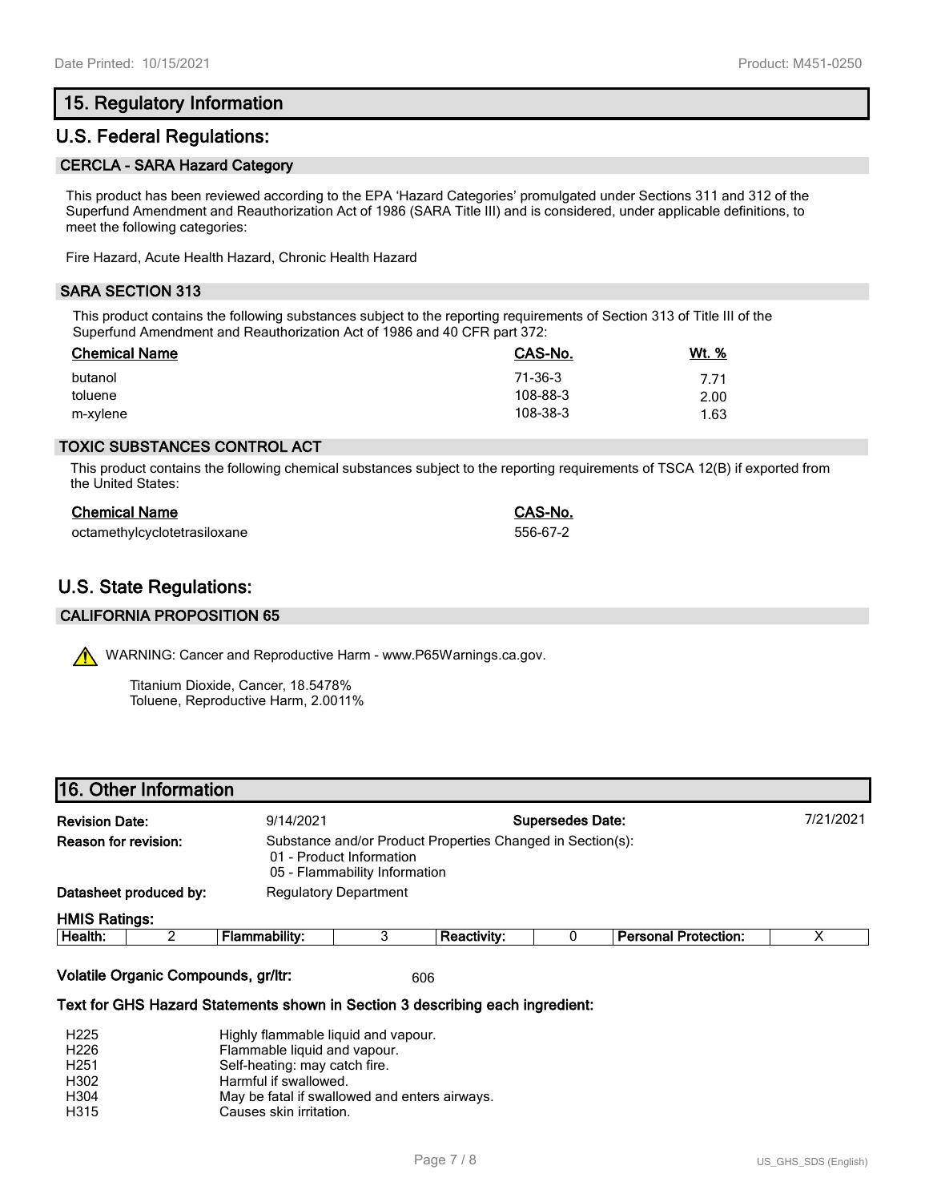## 15. Regulatory Information

## U.S. Federal Regulations:

### CERCLA - SARA Hazard Category

This product has been reviewed according to the EPA 'Hazard Categories' promulgated under Sections 311 and 312 of the Superfund Amendment and Reauthorization Act of 1986 (SARA Title III) and is considered, under applicable definitions, to meet the following categories:

Fire Hazard, Acute Health Hazard, Chronic Health Hazard

### SARA SECTION 313

This product contains the following substances subject to the reporting requirements of Section 313 of Title III of the Superfund Amendment and Reauthorization Act of 1986 and 40 CFR part 372:

| Chemical Name | CAS-No. | Wt. % |
| --- | --- | --- |
| butanol | 71-36-3 | 7.71 |
| toluene | 108-88-3 | 2.00 |
| m-xylene | 108-38-3 | 1.63 |

### TOXIC SUBSTANCES CONTROL ACT

This product contains the following chemical substances subject to the reporting requirements of TSCA 12(B) if exported from the United States:

| Chemical Name | CAS-No. |
| --- | --- |
| octamethylcyclotetrasiloxane | 556-67-2 |

## U.S. State Regulations:

### CALIFORNIA PROPOSITION 65

WARNING: Cancer and Reproductive Harm - www.P65Warnings.ca.gov.

Titanium Dioxide, Cancer, 18.5478%
Toluene, Reproductive Harm, 2.0011%

## 16. Other Information

**Revision Date:** 9/14/2021 **Supersedes Date:** 7/21/2021

**Reason for revision:** Substance and/or Product Properties Changed in Section(s):
01 - Product Information
05 - Flammability Information

**Datasheet produced by:** Regulatory Department

**HMIS Ratings:**

| Health: | 2 | Flammability: | 3 | Reactivity: | 0 | Personal Protection: | X |
| --- | --- | --- | --- | --- | --- | --- | --- |

**Volatile Organic Compounds, gr/ltr:** 606

**Text for GHS Hazard Statements shown in Section 3 describing each ingredient:**

| | |
| --- | --- |
| H225 | Highly flammable liquid and vapour. |
| H226 | Flammable liquid and vapour. |
| H251 | Self-heating: may catch fire. |
| H302 | Harmful if swallowed. |
| H304 | May be fatal if swallowed and enters airways. |
| H315 | Causes skin irritation. |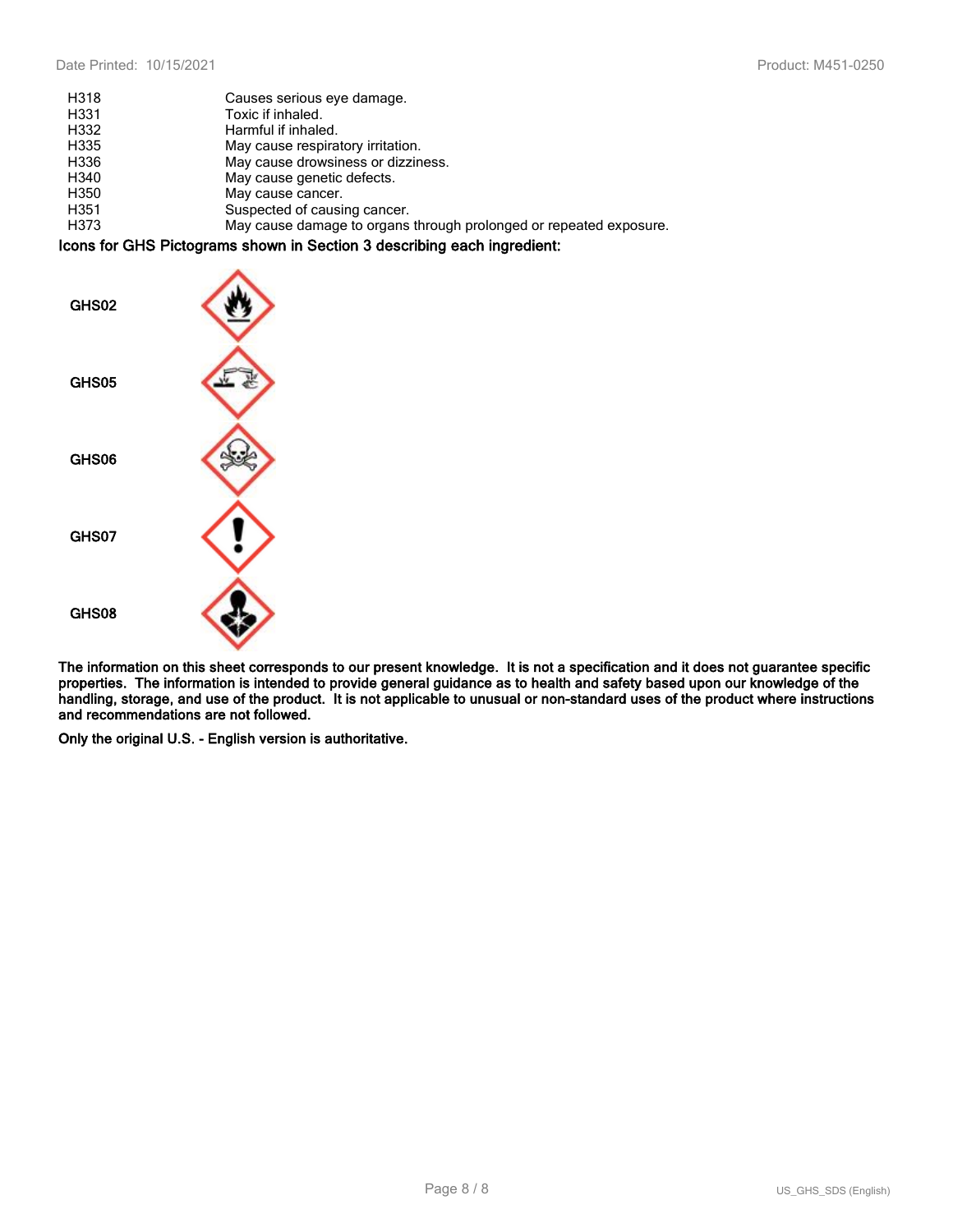| | |
|---|---|
| H318 | Causes serious eye damage. |
| H331 | Toxic if inhaled. |
| H332 | Harmful if inhaled. |
| H335 | May cause respiratory irritation. |
| H336 | May cause drowsiness or dizziness. |
| H340 | May cause genetic defects. |
| H350 | May cause cancer. |
| H351 | Suspected of causing cancer. |
| H373 | May cause damage to organs through prolonged or repeated exposure. |

**Icons for GHS Pictograms shown in Section 3 describing each ingredient:**

GHS02

GHS05

GHS06

GHS07

GHS08

**The information on this sheet corresponds to our present knowledge. It is not a specification and it does not guarantee specific properties. The information is intended to provide general guidance as to health and safety based upon our knowledge of the handling, storage, and use of the product. It is not applicable to unusual or non-standard uses of the product where instructions and recommendations are not followed.**

**Only the original U.S. - English version is authoritative.**